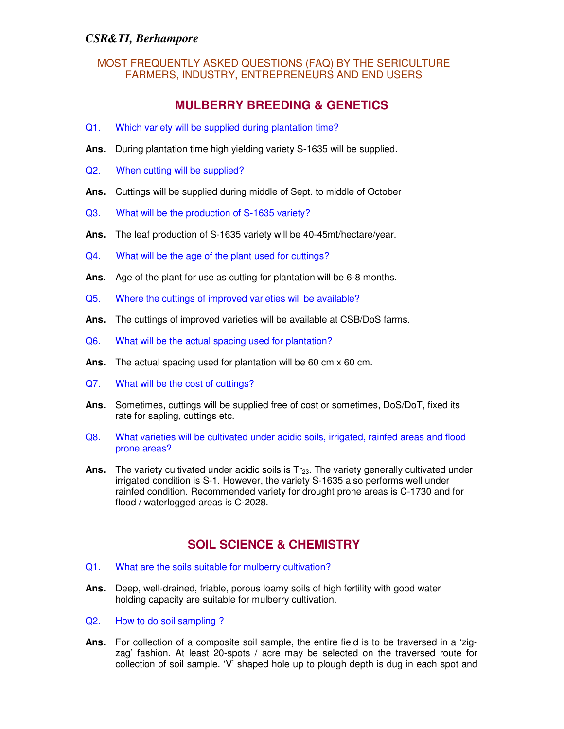*CSR&TI, Berhampore*

MOST FREQUENTLY ASKED QUESTIONS (FAQ) BY THE SERICULTURE FARMERS, INDUSTRY, ENTREPRENEURS AND END USERS

## MULBERRY BREEDING & GENETICS

Q1. Which variety will be supplied during plantation time?

**Ans.** During plantation time high yielding variety S-1635 will be supplied.

Q2. When cutting will be supplied?

**Ans.** Cuttings will be supplied during middle of Sept. to middle of October

Q3. What will be the production of S-1635 variety?

**Ans.** The leaf production of S-1635 variety will be 40-45mt/hectare/year.

Q4. What will be the age of the plant used for cuttings?

**Ans**. Age of the plant for use as cutting for plantation will be 6-8 months.

Q5. Where the cuttings of improved varieties will be available?

**Ans.** The cuttings of improved varieties will be available at CSB/DoS farms.

Q6. What will be the actual spacing used for plantation?

**Ans.** The actual spacing used for plantation will be 60 cm x 60 cm.

Q7. What will be the cost of cuttings?

**Ans.** Sometimes, cuttings will be supplied free of cost or sometimes, DoS/DoT, fixed its rate for sapling, cuttings etc.

Q8. What varieties will be cultivated under acidic soils, irrigated, rainfed areas and flood prone areas?

**Ans.** The variety cultivated under acidic soils is $Tr_{23}$. The variety generally cultivated under irrigated condition is S-1. However, the variety S-1635 also performs well under rainfed condition. Recommended variety for drought prone areas is C-1730 and for flood / waterlogged areas is C-2028.

## SOIL SCIENCE & CHEMISTRY

Q1. What are the soils suitable for mulberry cultivation?

**Ans.** Deep, well-drained, friable, porous loamy soils of high fertility with good water holding capacity are suitable for mulberry cultivation.

Q2. How to do soil sampling ?

**Ans.** For collection of a composite soil sample, the entire field is to be traversed in a 'zig-zag' fashion. At least 20-spots / acre may be selected on the traversed route for collection of soil sample. 'V' shaped hole up to plough depth is dug in each spot and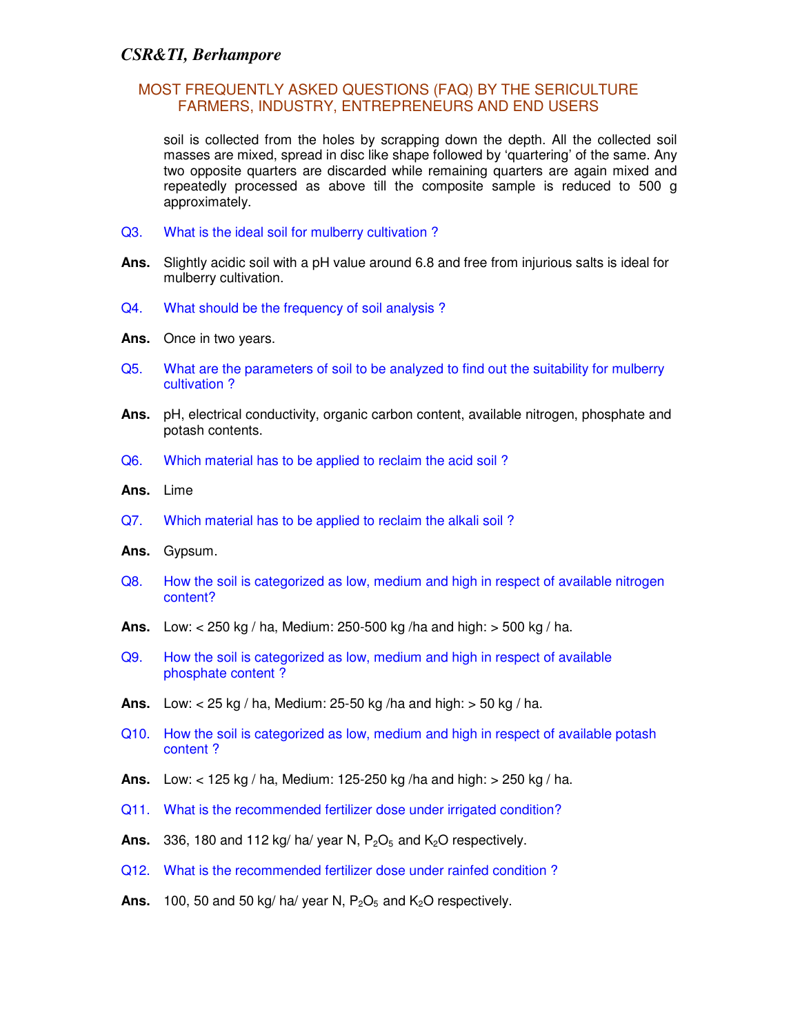soil is collected from the holes by scrapping down the depth. All the collected soil masses are mixed, spread in disc like shape followed by 'quartering' of the same. Any two opposite quarters are discarded while remaining quarters are again mixed and repeatedly processed as above till the composite sample is reduced to 500 g approximately.

**Q3.** What is the ideal soil for mulberry cultivation ?

**Ans.** Slightly acidic soil with a pH value around 6.8 and free from injurious salts is ideal for mulberry cultivation.

**Q4.** What should be the frequency of soil analysis ?

**Ans.** Once in two years.

**Q5.** What are the parameters of soil to be analyzed to find out the suitability for mulberry cultivation ?

**Ans.** pH, electrical conductivity, organic carbon content, available nitrogen, phosphate and potash contents.

**Q6.** Which material has to be applied to reclaim the acid soil ?

**Ans.** Lime

**Q7.** Which material has to be applied to reclaim the alkali soil ?

**Ans.** Gypsum.

**Q8.** How the soil is categorized as low, medium and high in respect of available nitrogen content?

**Ans.** Low: < 250 kg / ha, Medium: 250-500 kg /ha and high: > 500 kg / ha.

**Q9.** How the soil is categorized as low, medium and high in respect of available phosphate content ?

**Ans.** Low: < 25 kg / ha, Medium: 25-50 kg /ha and high: > 50 kg / ha.

**Q10.** How the soil is categorized as low, medium and high in respect of available potash content ?

**Ans.** Low: < 125 kg / ha, Medium: 125-250 kg /ha and high: > 250 kg / ha.

**Q11.** What is the recommended fertilizer dose under irrigated condition?

**Ans.** 336, 180 and 112 kg/ ha/ year N, $P_2O_5$ and $K_2O$ respectively.

**Q12.** What is the recommended fertilizer dose under rainfed condition ?

**Ans.** 100, 50 and 50 kg/ ha/ year N, $P_2O_5$ and $K_2O$ respectively.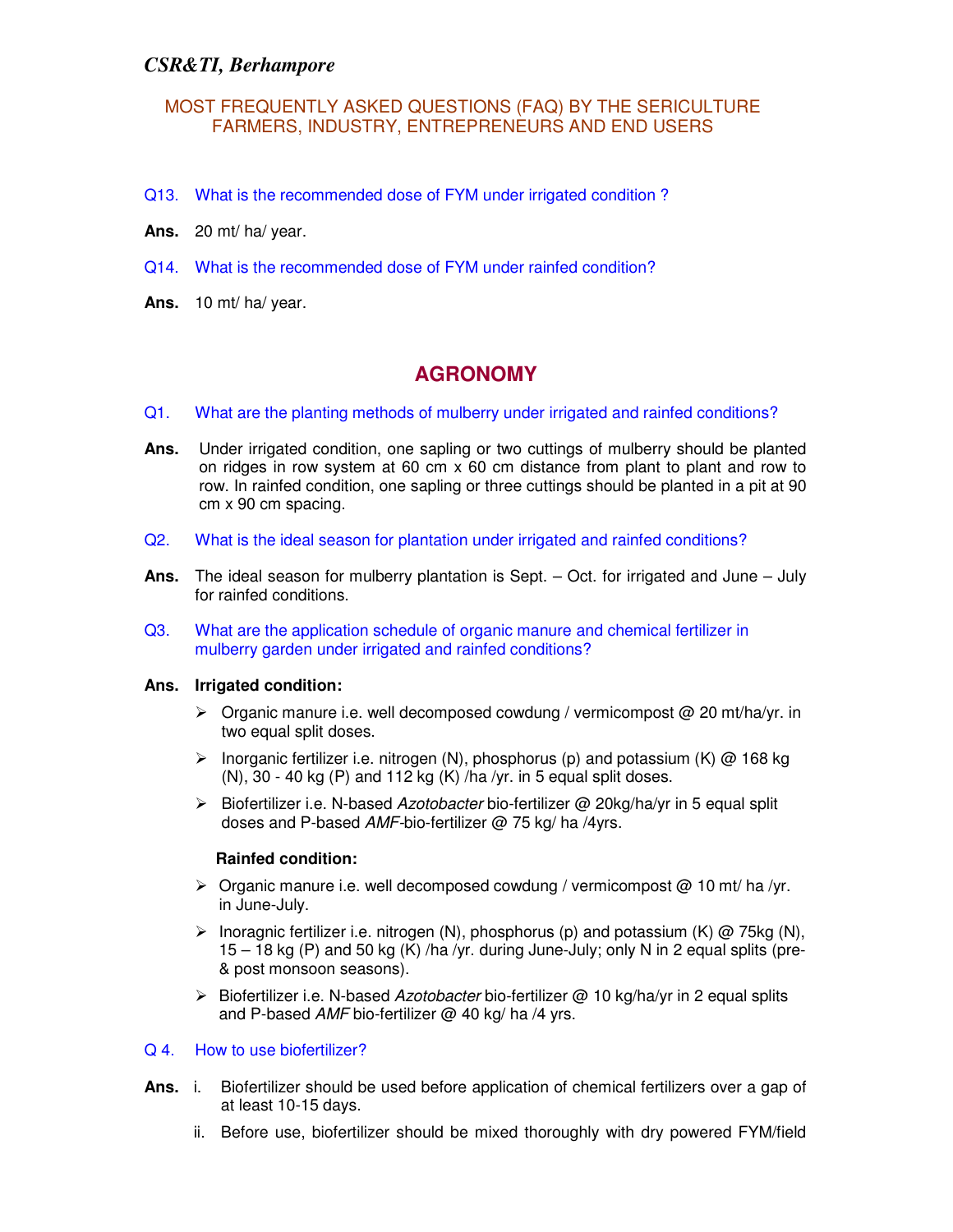Q13. What is the recommended dose of FYM under irrigated condition ?

**Ans.** 20 mt/ ha/ year.

Q14. What is the recommended dose of FYM under rainfed condition?

**Ans.** 10 mt/ ha/ year.

## AGRONOMY

Q1. What are the planting methods of mulberry under irrigated and rainfed conditions?

**Ans.** Under irrigated condition, one sapling or two cuttings of mulberry should be planted on ridges in row system at 60 cm x 60 cm distance from plant to plant and row to row. In rainfed condition, one sapling or three cuttings should be planted in a pit at 90 cm x 90 cm spacing.

Q2. What is the ideal season for plantation under irrigated and rainfed conditions?

**Ans.** The ideal season for mulberry plantation is Sept. – Oct. for irrigated and June – July for rainfed conditions.

Q3. What are the application schedule of organic manure and chemical fertilizer in mulberry garden under irrigated and rainfed conditions?

**Ans.** **Irrigated condition:**

- Organic manure i.e. well decomposed cowdung / vermicompost @ 20 mt/ha/yr. in two equal split doses.
- Inorganic fertilizer i.e. nitrogen (N), phosphorus (p) and potassium (K) @ 168 kg (N), 30 - 40 kg (P) and 112 kg (K) /ha /yr. in 5 equal split doses.
- Biofertilizer i.e. N-based *Azotobacter* bio-fertilizer @ 20kg/ha/yr in 5 equal split doses and P-based *AMF*-bio-fertilizer @ 75 kg/ ha /4yrs.

**Rainfed condition:**

- Organic manure i.e. well decomposed cowdung / vermicompost @ 10 mt/ ha /yr. in June-July.
- Inoragnic fertilizer i.e. nitrogen (N), phosphorus (p) and potassium (K) @ 75kg (N), 15 – 18 kg (P) and 50 kg (K) /ha /yr. during June-July; only N in 2 equal splits (pre- & post monsoon seasons).
- Biofertilizer i.e. N-based *Azotobacter* bio-fertilizer @ 10 kg/ha/yr in 2 equal splits and P-based *AMF* bio-fertilizer @ 40 kg/ ha /4 yrs.

Q 4. How to use biofertilizer?

**Ans.**

i. Biofertilizer should be used before application of chemical fertilizers over a gap of at least 10-15 days.

ii. Before use, biofertilizer should be mixed thoroughly with dry powered FYM/field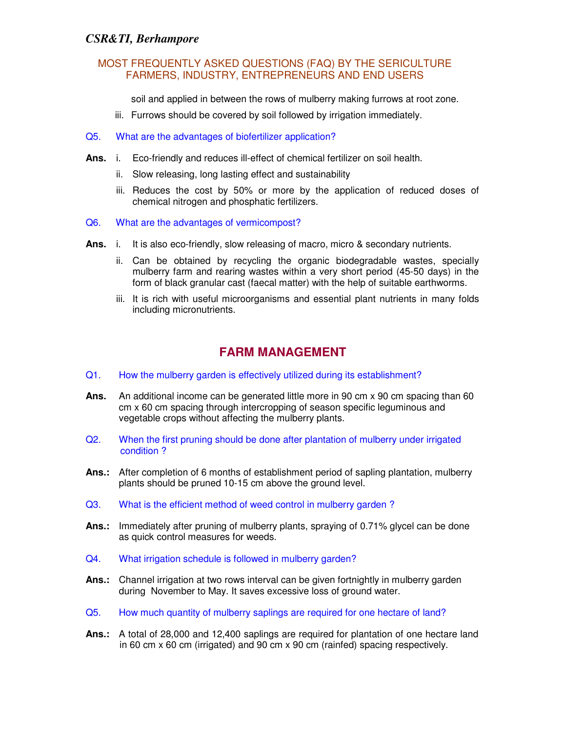soil and applied in between the rows of mulberry making furrows at root zone.

iii. Furrows should be covered by soil followed by irrigation immediately.

Q5. What are the advantages of biofertilizer application?

**Ans.** i. Eco-friendly and reduces ill-effect of chemical fertilizer on soil health.

ii. Slow releasing, long lasting effect and sustainability

iii. Reduces the cost by 50% or more by the application of reduced doses of chemical nitrogen and phosphatic fertilizers.

Q6. What are the advantages of vermicompost?

**Ans.** i. It is also eco-friendly, slow releasing of macro, micro & secondary nutrients.

ii. Can be obtained by recycling the organic biodegradable wastes, specially mulberry farm and rearing wastes within a very short period (45-50 days) in the form of black granular cast (faecal matter) with the help of suitable earthworms.

iii. It is rich with useful microorganisms and essential plant nutrients in many folds including micronutrients.

## FARM MANAGEMENT

Q1. How the mulberry garden is effectively utilized during its establishment?

**Ans.** An additional income can be generated little more in 90 cm x 90 cm spacing than 60 cm x 60 cm spacing through intercropping of season specific leguminous and vegetable crops without affecting the mulberry plants.

Q2. When the first pruning should be done after plantation of mulberry under irrigated condition ?

**Ans.:** After completion of 6 months of establishment period of sapling plantation, mulberry plants should be pruned 10-15 cm above the ground level.

Q3. What is the efficient method of weed control in mulberry garden ?

**Ans.:** Immediately after pruning of mulberry plants, spraying of 0.71% glycel can be done as quick control measures for weeds.

Q4. What irrigation schedule is followed in mulberry garden?

**Ans.:** Channel irrigation at two rows interval can be given fortnightly in mulberry garden during November to May. It saves excessive loss of ground water.

Q5. How much quantity of mulberry saplings are required for one hectare of land?

**Ans.:** A total of 28,000 and 12,400 saplings are required for plantation of one hectare land in 60 cm x 60 cm (irrigated) and 90 cm x 90 cm (rainfed) spacing respectively.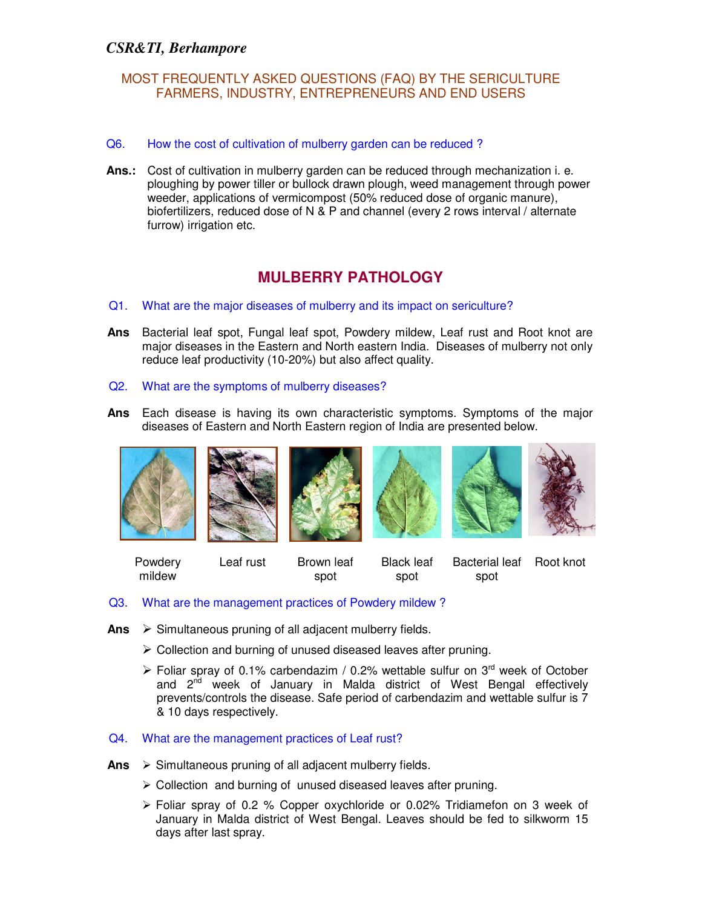*CSR&TI, Berhampore*

MOST FREQUENTLY ASKED QUESTIONS (FAQ) BY THE SERICULTURE FARMERS, INDUSTRY, ENTREPRENEURS AND END USERS

**Q6. How the cost of cultivation of mulberry garden can be reduced ?**

**Ans.:** Cost of cultivation in mulberry garden can be reduced through mechanization i. e. ploughing by power tiller or bullock drawn plough, weed management through power weeder, applications of vermicompost (50% reduced dose of organic manure), biofertilizers, reduced dose of N & P and channel (every 2 rows interval / alternate furrow) irrigation etc.

## MULBERRY PATHOLOGY

**Q1. What are the major diseases of mulberry and its impact on sericulture?**

**Ans** Bacterial leaf spot, Fungal leaf spot, Powdery mildew, Leaf rust and Root knot are major diseases in the Eastern and North eastern India. Diseases of mulberry not only reduce leaf productivity (10-20%) but also affect quality.

**Q2. What are the symptoms of mulberry diseases?**

**Ans** Each disease is having its own characteristic symptoms. Symptoms of the major diseases of Eastern and North Eastern region of India are presented below.

Powdery mildew | Leaf rust | Brown leaf spot | Black leaf spot | Bacterial leaf spot | Root knot

**Q3. What are the management practices of Powdery mildew ?**

**Ans**
- Simultaneous pruning of all adjacent mulberry fields.
- Collection and burning of unused diseased leaves after pruning.
- Foliar spray of 0.1% carbendazim / 0.2% wettable sulfur on 3rd week of October and 2nd week of January in Malda district of West Bengal effectively prevents/controls the disease. Safe period of carbendazim and wettable sulfur is 7 & 10 days respectively.

**Q4. What are the management practices of Leaf rust?**

**Ans**
- Simultaneous pruning of all adjacent mulberry fields.
- Collection and burning of unused diseased leaves after pruning.
- Foliar spray of 0.2 % Copper oxychloride or 0.02% Tridiamefon on 3 week of January in Malda district of West Bengal. Leaves should be fed to silkworm 15 days after last spray.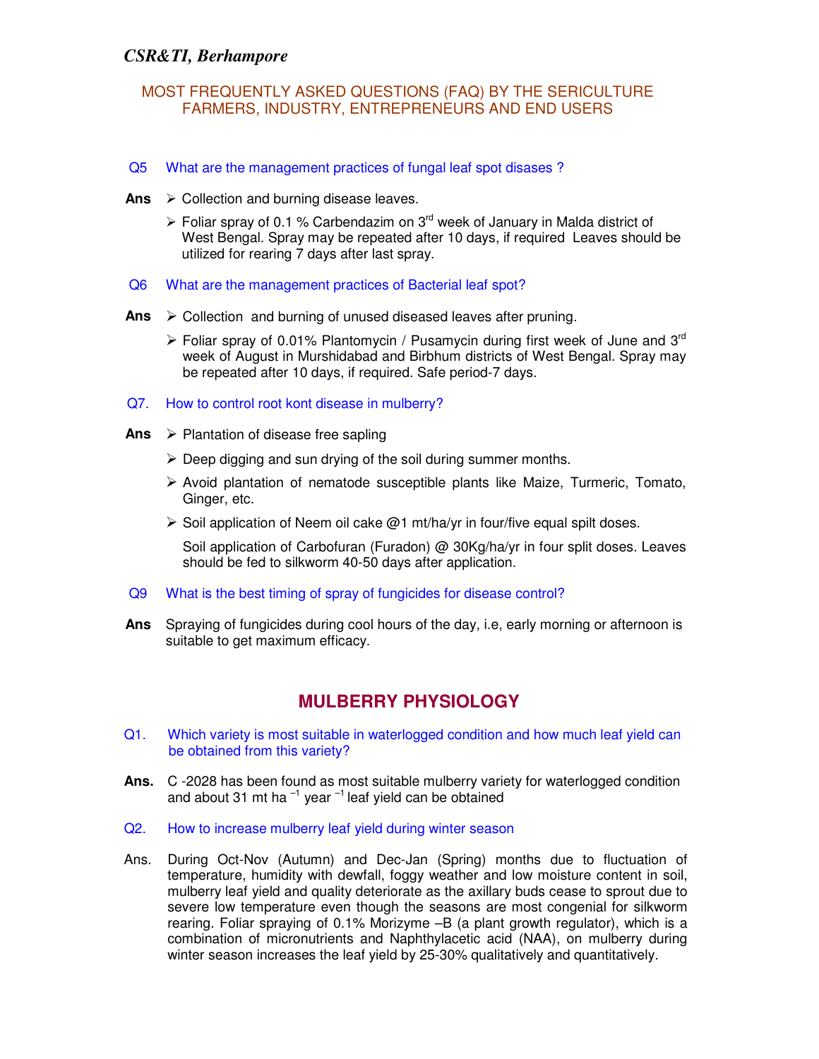MOST FREQUENTLY ASKED QUESTIONS (FAQ) BY THE SERICULTURE FARMERS, INDUSTRY, ENTREPRENEURS AND END USERS

**Q5** What are the management practices of fungal leaf spot disases ?

**Ans**
- Collection and burning disease leaves.
- Foliar spray of 0.1 % Carbendazim on 3rd week of January in Malda district of West Bengal. Spray may be repeated after 10 days, if required Leaves should be utilized for rearing 7 days after last spray.

**Q6** What are the management practices of Bacterial leaf spot?

**Ans**
- Collection and burning of unused diseased leaves after pruning.
- Foliar spray of 0.01% Plantomycin / Pusamycin during first week of June and 3rd week of August in Murshidabad and Birbhum districts of West Bengal. Spray may be repeated after 10 days, if required. Safe period-7 days.

**Q7.** How to control root kont disease in mulberry?

**Ans**
- Plantation of disease free sapling
- Deep digging and sun drying of the soil during summer months.
- Avoid plantation of nematode susceptible plants like Maize, Turmeric, Tomato, Ginger, etc.
- Soil application of Neem oil cake @1 mt/ha/yr in four/five equal spilt doses.

  Soil application of Carbofuran (Furadon) @ 30Kg/ha/yr in four split doses. Leaves should be fed to silkworm 40-50 days after application.

**Q9** What is the best timing of spray of fungicides for disease control?

**Ans** Spraying of fungicides during cool hours of the day, i.e, early morning or afternoon is suitable to get maximum efficacy.

## MULBERRY PHYSIOLOGY

**Q1.** Which variety is most suitable in waterlogged condition and how much leaf yield can be obtained from this variety?

**Ans.** C -2028 has been found as most suitable mulberry variety for waterlogged condition and about 31 mt $ha^{-1}$ $year^{-1}$ leaf yield can be obtained

**Q2.** How to increase mulberry leaf yield during winter season

**Ans.** During Oct-Nov (Autumn) and Dec-Jan (Spring) months due to fluctuation of temperature, humidity with dewfall, foggy weather and low moisture content in soil, mulberry leaf yield and quality deteriorate as the axillary buds cease to sprout due to severe low temperature even though the seasons are most congenial for silkworm rearing. Foliar spraying of 0.1% Morizyme –B (a plant growth regulator), which is a combination of micronutrients and Naphthylacetic acid (NAA), on mulberry during winter season increases the leaf yield by 25-30% qualitatively and quantitatively.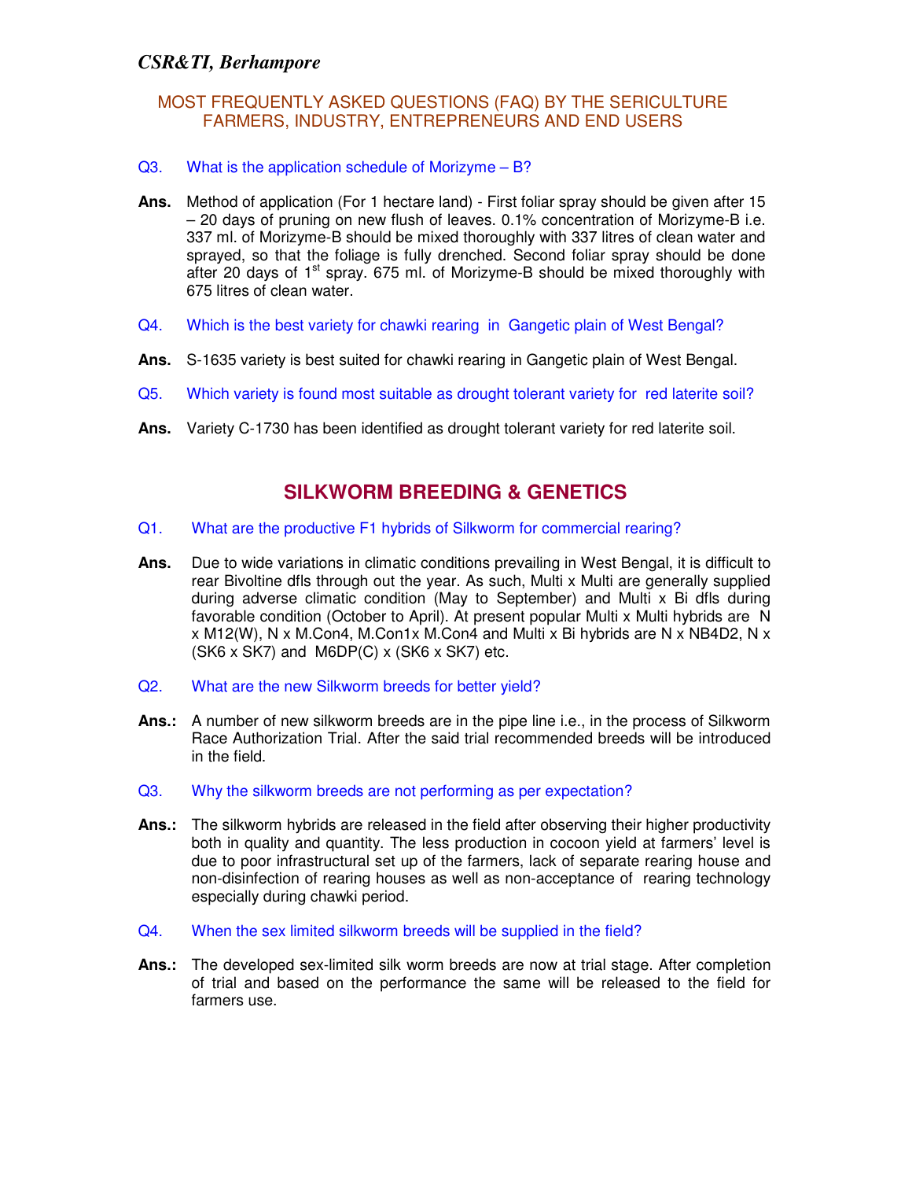MOST FREQUENTLY ASKED QUESTIONS (FAQ) BY THE SERICULTURE FARMERS, INDUSTRY, ENTREPRENEURS AND END USERS

Q3. What is the application schedule of Morizyme – B?

**Ans.** Method of application (For 1 hectare land) - First foliar spray should be given after 15 – 20 days of pruning on new flush of leaves. 0.1% concentration of Morizyme-B i.e. 337 ml. of Morizyme-B should be mixed thoroughly with 337 litres of clean water and sprayed, so that the foliage is fully drenched. Second foliar spray should be done after 20 days of 1st spray. 675 ml. of Morizyme-B should be mixed thoroughly with 675 litres of clean water.

Q4. Which is the best variety for chawki rearing in Gangetic plain of West Bengal?

**Ans.** S-1635 variety is best suited for chawki rearing in Gangetic plain of West Bengal.

Q5. Which variety is found most suitable as drought tolerant variety for red laterite soil?

**Ans.** Variety C-1730 has been identified as drought tolerant variety for red laterite soil.

## SILKWORM BREEDING & GENETICS

Q1. What are the productive F1 hybrids of Silkworm for commercial rearing?

**Ans.** Due to wide variations in climatic conditions prevailing in West Bengal, it is difficult to rear Bivoltine dfls through out the year. As such, Multi x Multi are generally supplied during adverse climatic condition (May to September) and Multi x Bi dfls during favorable condition (October to April). At present popular Multi x Multi hybrids are N x M12(W), N x M.Con4, M.Con1x M.Con4 and Multi x Bi hybrids are N x NB4D2, N x (SK6 x SK7) and M6DP(C) x (SK6 x SK7) etc.

Q2. What are the new Silkworm breeds for better yield?

**Ans.:** A number of new silkworm breeds are in the pipe line i.e., in the process of Silkworm Race Authorization Trial. After the said trial recommended breeds will be introduced in the field.

Q3. Why the silkworm breeds are not performing as per expectation?

**Ans.:** The silkworm hybrids are released in the field after observing their higher productivity both in quality and quantity. The less production in cocoon yield at farmers' level is due to poor infrastructural set up of the farmers, lack of separate rearing house and non-disinfection of rearing houses as well as non-acceptance of rearing technology especially during chawki period.

Q4. When the sex limited silkworm breeds will be supplied in the field?

**Ans.:** The developed sex-limited silk worm breeds are now at trial stage. After completion of trial and based on the performance the same will be released to the field for farmers use.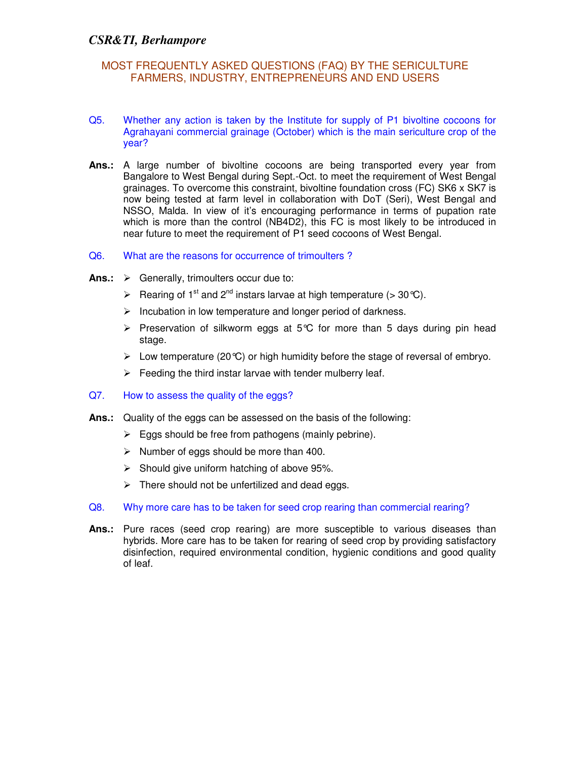## MOST FREQUENTLY ASKED QUESTIONS (FAQ) BY THE SERICULTURE FARMERS, INDUSTRY, ENTREPRENEURS AND END USERS

**Q5.** Whether any action is taken by the Institute for supply of P1 bivoltine cocoons for Agrahayani commercial grainage (October) which is the main sericulture crop of the year?

**Ans.:** A large number of bivoltine cocoons are being transported every year from Bangalore to West Bengal during Sept.-Oct. to meet the requirement of West Bengal grainages. To overcome this constraint, bivoltine foundation cross (FC) SK6 x SK7 is now being tested at farm level in collaboration with DoT (Seri), West Bengal and NSSO, Malda. In view of it's encouraging performance in terms of pupation rate which is more than the control (NB4D2), this FC is most likely to be introduced in near future to meet the requirement of P1 seed cocoons of West Bengal.

**Q6.** What are the reasons for occurrence of trimoulters ?

**Ans.:**

- Generally, trimoulters occur due to:
- Rearing of 1st and 2nd instars larvae at high temperature (> 30°C).
- Incubation in low temperature and longer period of darkness.
- Preservation of silkworm eggs at 5°C for more than 5 days during pin head stage.
- Low temperature (20°C) or high humidity before the stage of reversal of embryo.
- Feeding the third instar larvae with tender mulberry leaf.

**Q7.** How to assess the quality of the eggs?

**Ans.:** Quality of the eggs can be assessed on the basis of the following:

- Eggs should be free from pathogens (mainly pebrine).
- Number of eggs should be more than 400.
- Should give uniform hatching of above 95%.
- There should not be unfertilized and dead eggs.

**Q8.** Why more care has to be taken for seed crop rearing than commercial rearing?

**Ans.:** Pure races (seed crop rearing) are more susceptible to various diseases than hybrids. More care has to be taken for rearing of seed crop by providing satisfactory disinfection, required environmental condition, hygienic conditions and good quality of leaf.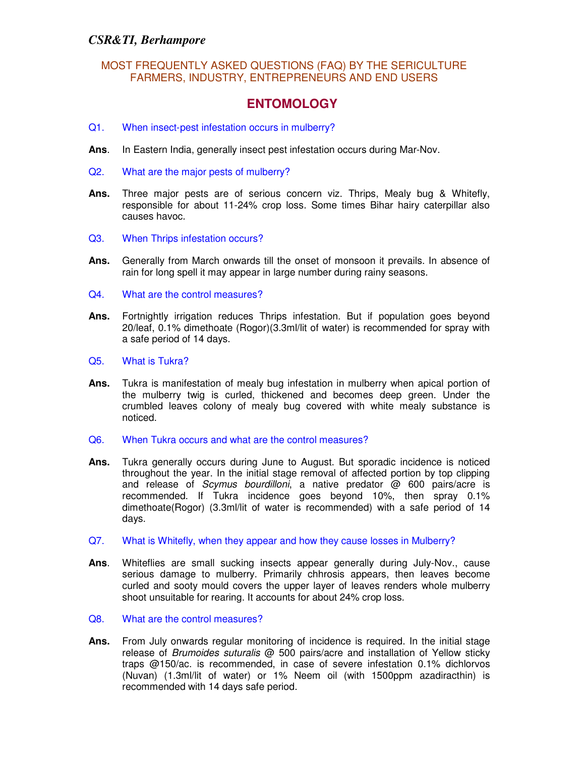*CSR&TI, Berhampore*

## MOST FREQUENTLY ASKED QUESTIONS (FAQ) BY THE SERICULTURE FARMERS, INDUSTRY, ENTREPRENEURS AND END USERS

# ENTOMOLOGY

**Q1.** When insect-pest infestation occurs in mulberry?

**Ans**. In Eastern India, generally insect pest infestation occurs during Mar-Nov.

**Q2.** What are the major pests of mulberry?

**Ans.** Three major pests are of serious concern viz. Thrips, Mealy bug & Whitefly, responsible for about 11-24% crop loss. Some times Bihar hairy caterpillar also causes havoc.

**Q3.** When Thrips infestation occurs?

**Ans.** Generally from March onwards till the onset of monsoon it prevails. In absence of rain for long spell it may appear in large number during rainy seasons.

**Q4.** What are the control measures?

**Ans.** Fortnightly irrigation reduces Thrips infestation. But if population goes beyond 20/leaf, 0.1% dimethoate (Rogor)(3.3ml/lit of water) is recommended for spray with a safe period of 14 days.

**Q5.** What is Tukra?

**Ans.** Tukra is manifestation of mealy bug infestation in mulberry when apical portion of the mulberry twig is curled, thickened and becomes deep green. Under the crumbled leaves colony of mealy bug covered with white mealy substance is noticed.

**Q6.** When Tukra occurs and what are the control measures?

**Ans.** Tukra generally occurs during June to August. But sporadic incidence is noticed throughout the year. In the initial stage removal of affected portion by top clipping and release of *Scymus bourdilloni*, a native predator @ 600 pairs/acre is recommended. If Tukra incidence goes beyond 10%, then spray 0.1% dimethoate(Rogor) (3.3ml/lit of water is recommended) with a safe period of 14 days.

**Q7.** What is Whitefly, when they appear and how they cause losses in Mulberry?

**Ans**. Whiteflies are small sucking insects appear generally during July-Nov., cause serious damage to mulberry. Primarily chhrosis appears, then leaves become curled and sooty mould covers the upper layer of leaves renders whole mulberry shoot unsuitable for rearing. It accounts for about 24% crop loss.

**Q8.** What are the control measures?

**Ans.** From July onwards regular monitoring of incidence is required. In the initial stage release of *Brumoides suturalis* @ 500 pairs/acre and installation of Yellow sticky traps @150/ac. is recommended, in case of severe infestation 0.1% dichlorvos (Nuvan) (1.3ml/lit of water) or 1% Neem oil (with 1500ppm azadiracthin) is recommended with 14 days safe period.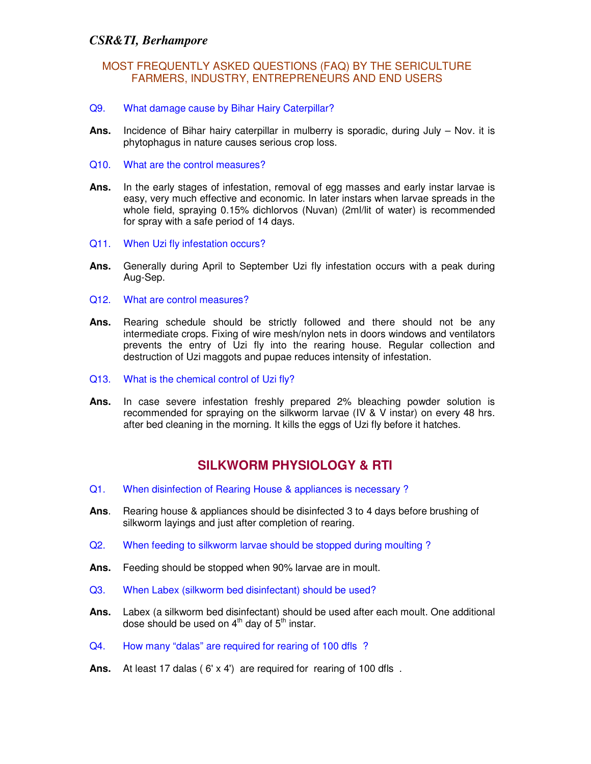MOST FREQUENTLY ASKED QUESTIONS (FAQ) BY THE SERICULTURE FARMERS, INDUSTRY, ENTREPRENEURS AND END USERS

**Q9.** What damage cause by Bihar Hairy Caterpillar?

**Ans.** Incidence of Bihar hairy caterpillar in mulberry is sporadic, during July – Nov. it is phytophagus in nature causes serious crop loss.

**Q10.** What are the control measures?

**Ans.** In the early stages of infestation, removal of egg masses and early instar larvae is easy, very much effective and economic. In later instars when larvae spreads in the whole field, spraying 0.15% dichlorvos (Nuvan) (2ml/lit of water) is recommended for spray with a safe period of 14 days.

**Q11.** When Uzi fly infestation occurs?

**Ans.** Generally during April to September Uzi fly infestation occurs with a peak during Aug-Sep.

**Q12.** What are control measures?

**Ans.** Rearing schedule should be strictly followed and there should not be any intermediate crops. Fixing of wire mesh/nylon nets in doors windows and ventilators prevents the entry of Uzi fly into the rearing house. Regular collection and destruction of Uzi maggots and pupae reduces intensity of infestation.

**Q13.** What is the chemical control of Uzi fly?

**Ans.** In case severe infestation freshly prepared 2% bleaching powder solution is recommended for spraying on the silkworm larvae (IV & V instar) on every 48 hrs. after bed cleaning in the morning. It kills the eggs of Uzi fly before it hatches.

## SILKWORM PHYSIOLOGY & RTI

**Q1.** When disinfection of Rearing House & appliances is necessary ?

**Ans**. Rearing house & appliances should be disinfected 3 to 4 days before brushing of silkworm layings and just after completion of rearing.

**Q2.** When feeding to silkworm larvae should be stopped during moulting ?

**Ans.** Feeding should be stopped when 90% larvae are in moult.

**Q3.** When Labex (silkworm bed disinfectant) should be used?

**Ans.** Labex (a silkworm bed disinfectant) should be used after each moult. One additional dose should be used on 4th day of 5th instar.

**Q4.** How many "dalas" are required for rearing of 100 dfls ?

**Ans.** At least 17 dalas ( 6' x 4') are required for rearing of 100 dfls .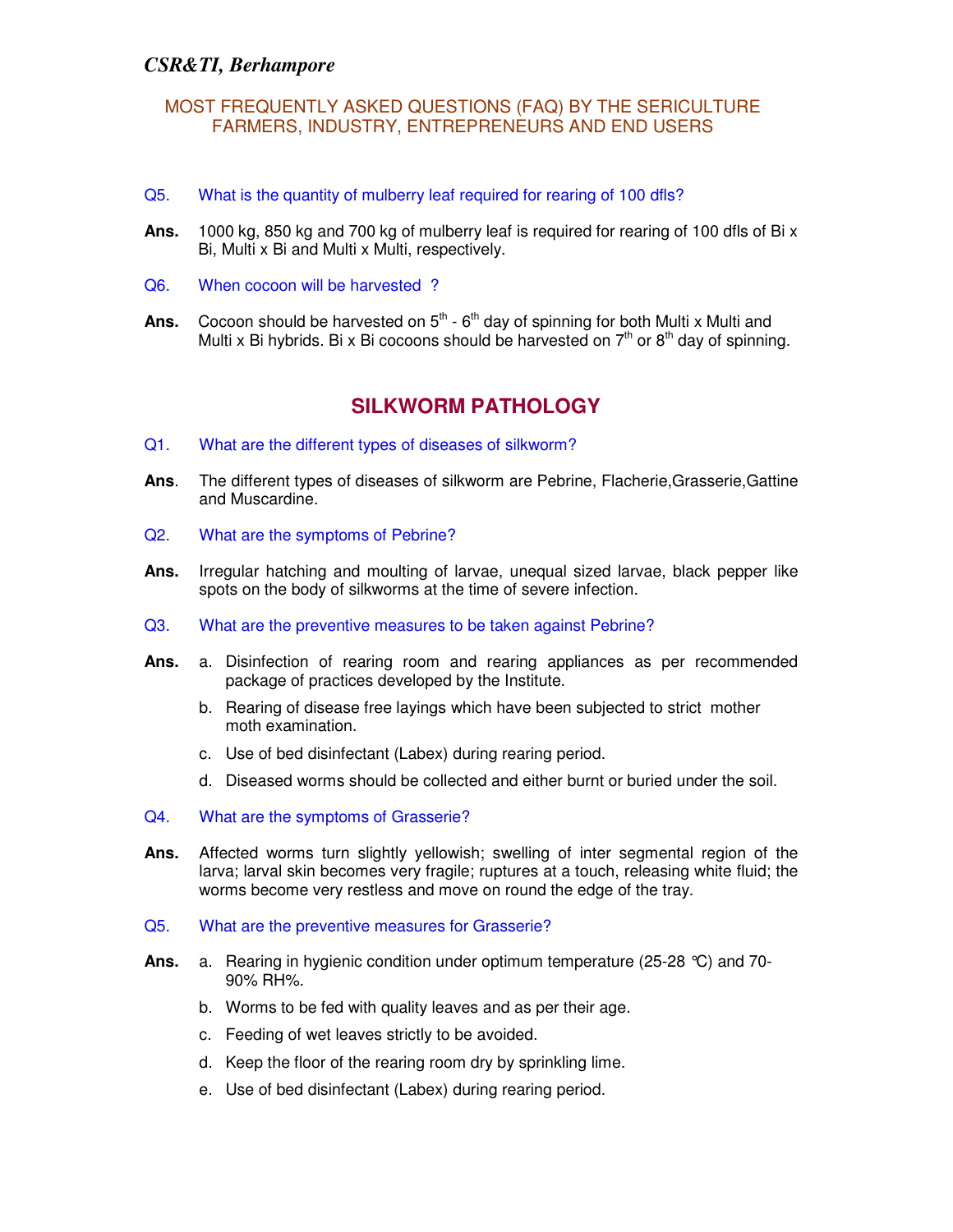MOST FREQUENTLY ASKED QUESTIONS (FAQ) BY THE SERICULTURE FARMERS, INDUSTRY, ENTREPRENEURS AND END USERS

Q5. What is the quantity of mulberry leaf required for rearing of 100 dfls?

**Ans.** 1000 kg, 850 kg and 700 kg of mulberry leaf is required for rearing of 100 dfls of Bi x Bi, Multi x Bi and Multi x Multi, respectively.

Q6. When cocoon will be harvested ?

**Ans.** Cocoon should be harvested on 5th - 6th day of spinning for both Multi x Multi and Multi x Bi hybrids. Bi x Bi cocoons should be harvested on 7th or 8th day of spinning.

## SILKWORM PATHOLOGY

Q1. What are the different types of diseases of silkworm?

**Ans**. The different types of diseases of silkworm are Pebrine, Flacherie,Grasserie,Gattine and Muscardine.

Q2. What are the symptoms of Pebrine?

**Ans.** Irregular hatching and moulting of larvae, unequal sized larvae, black pepper like spots on the body of silkworms at the time of severe infection.

Q3. What are the preventive measures to be taken against Pebrine?

**Ans.**
a. Disinfection of rearing room and rearing appliances as per recommended package of practices developed by the Institute.
b. Rearing of disease free layings which have been subjected to strict mother moth examination.
c. Use of bed disinfectant (Labex) during rearing period.
d. Diseased worms should be collected and either burnt or buried under the soil.

Q4. What are the symptoms of Grasserie?

**Ans.** Affected worms turn slightly yellowish; swelling of inter segmental region of the larva; larval skin becomes very fragile; ruptures at a touch, releasing white fluid; the worms become very restless and move on round the edge of the tray.

Q5. What are the preventive measures for Grasserie?

**Ans.**
a. Rearing in hygienic condition under optimum temperature (25-28 °C) and 70-90% RH%.
b. Worms to be fed with quality leaves and as per their age.
c. Feeding of wet leaves strictly to be avoided.
d. Keep the floor of the rearing room dry by sprinkling lime.
e. Use of bed disinfectant (Labex) during rearing period.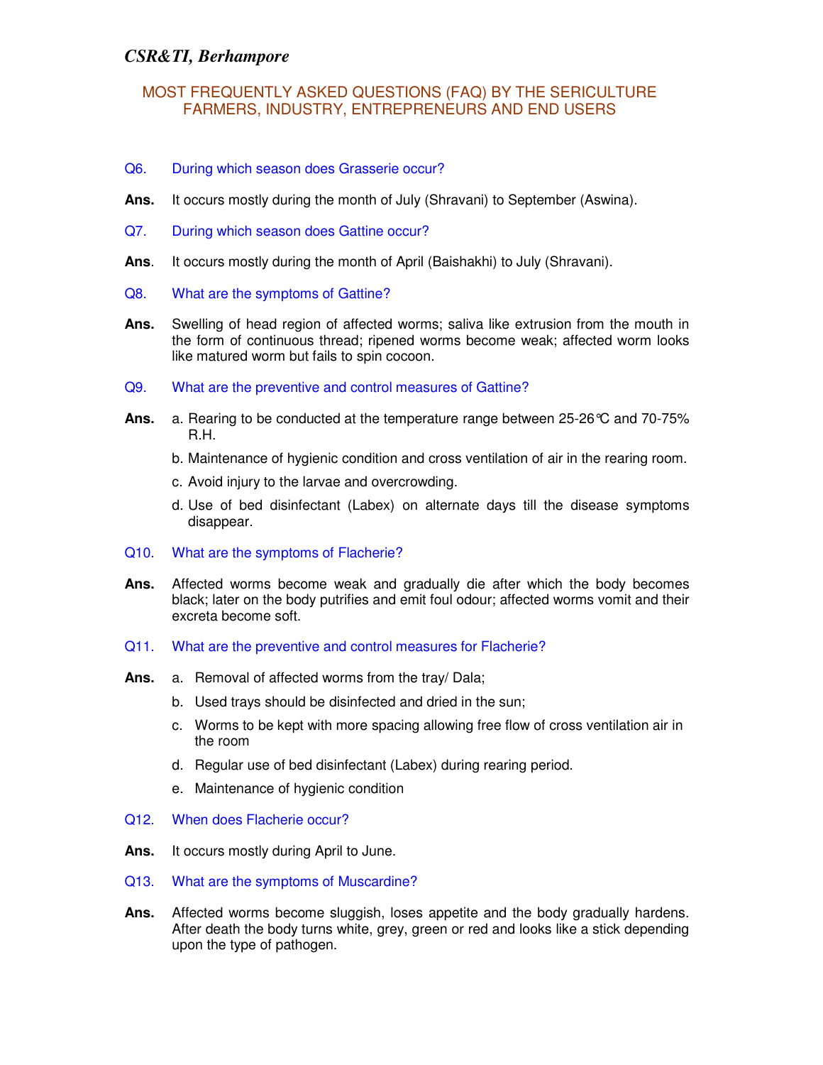*CSR&TI, Berhampore*

## MOST FREQUENTLY ASKED QUESTIONS (FAQ) BY THE SERICULTURE FARMERS, INDUSTRY, ENTREPRENEURS AND END USERS

**Q6.** During which season does Grasserie occur?

**Ans.** It occurs mostly during the month of July (Shravani) to September (Aswina).

**Q7.** During which season does Gattine occur?

**Ans.** It occurs mostly during the month of April (Baishakhi) to July (Shravani).

**Q8.** What are the symptoms of Gattine?

**Ans.** Swelling of head region of affected worms; saliva like extrusion from the mouth in the form of continuous thread; ripened worms become weak; affected worm looks like matured worm but fails to spin cocoon.

**Q9.** What are the preventive and control measures of Gattine?

**Ans.**

a. Rearing to be conducted at the temperature range between 25-26°C and 70-75% R.H.

b. Maintenance of hygienic condition and cross ventilation of air in the rearing room.

c. Avoid injury to the larvae and overcrowding.

d. Use of bed disinfectant (Labex) on alternate days till the disease symptoms disappear.

**Q10.** What are the symptoms of Flacherie?

**Ans.** Affected worms become weak and gradually die after which the body becomes black; later on the body putrifies and emit foul odour; affected worms vomit and their excreta become soft.

**Q11.** What are the preventive and control measures for Flacherie?

**Ans.**

a. Removal of affected worms from the tray/ Dala;

b. Used trays should be disinfected and dried in the sun;

c. Worms to be kept with more spacing allowing free flow of cross ventilation air in the room

d. Regular use of bed disinfectant (Labex) during rearing period.

e. Maintenance of hygienic condition

**Q12.** When does Flacherie occur?

**Ans.** It occurs mostly during April to June.

**Q13.** What are the symptoms of Muscardine?

**Ans.** Affected worms become sluggish, loses appetite and the body gradually hardens. After death the body turns white, grey, green or red and looks like a stick depending upon the type of pathogen.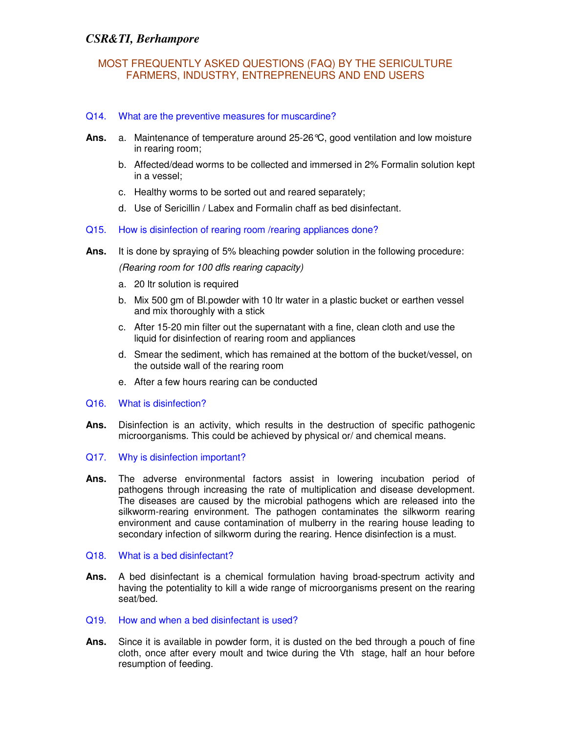## MOST FREQUENTLY ASKED QUESTIONS (FAQ) BY THE SERICULTURE FARMERS, INDUSTRY, ENTREPRENEURS AND END USERS

**Q14. What are the preventive measures for muscardine?**

**Ans.**
a. Maintenance of temperature around 25-26°C, good ventilation and low moisture in rearing room;
b. Affected/dead worms to be collected and immersed in 2% Formalin solution kept in a vessel;
c. Healthy worms to be sorted out and reared separately;
d. Use of Sericillin / Labex and Formalin chaff as bed disinfectant.

**Q15. How is disinfection of rearing room /rearing appliances done?**

**Ans.** It is done by spraying of 5% bleaching powder solution in the following procedure:

*(Rearing room for 100 dfls rearing capacity)*

a. 20 ltr solution is required
b. Mix 500 gm of Bl.powder with 10 ltr water in a plastic bucket or earthen vessel and mix thoroughly with a stick
c. After 15-20 min filter out the supernatant with a fine, clean cloth and use the liquid for disinfection of rearing room and appliances
d. Smear the sediment, which has remained at the bottom of the bucket/vessel, on the outside wall of the rearing room
e. After a few hours rearing can be conducted

**Q16. What is disinfection?**

**Ans.** Disinfection is an activity, which results in the destruction of specific pathogenic microorganisms. This could be achieved by physical or/ and chemical means.

**Q17. Why is disinfection important?**

**Ans.** The adverse environmental factors assist in lowering incubation period of pathogens through increasing the rate of multiplication and disease development. The diseases are caused by the microbial pathogens which are released into the silkworm-rearing environment. The pathogen contaminates the silkworm rearing environment and cause contamination of mulberry in the rearing house leading to secondary infection of silkworm during the rearing. Hence disinfection is a must.

**Q18. What is a bed disinfectant?**

**Ans.** A bed disinfectant is a chemical formulation having broad-spectrum activity and having the potentiality to kill a wide range of microorganisms present on the rearing seat/bed.

**Q19. How and when a bed disinfectant is used?**

**Ans.** Since it is available in powder form, it is dusted on the bed through a pouch of fine cloth, once after every moult and twice during the Vth stage, half an hour before resumption of feeding.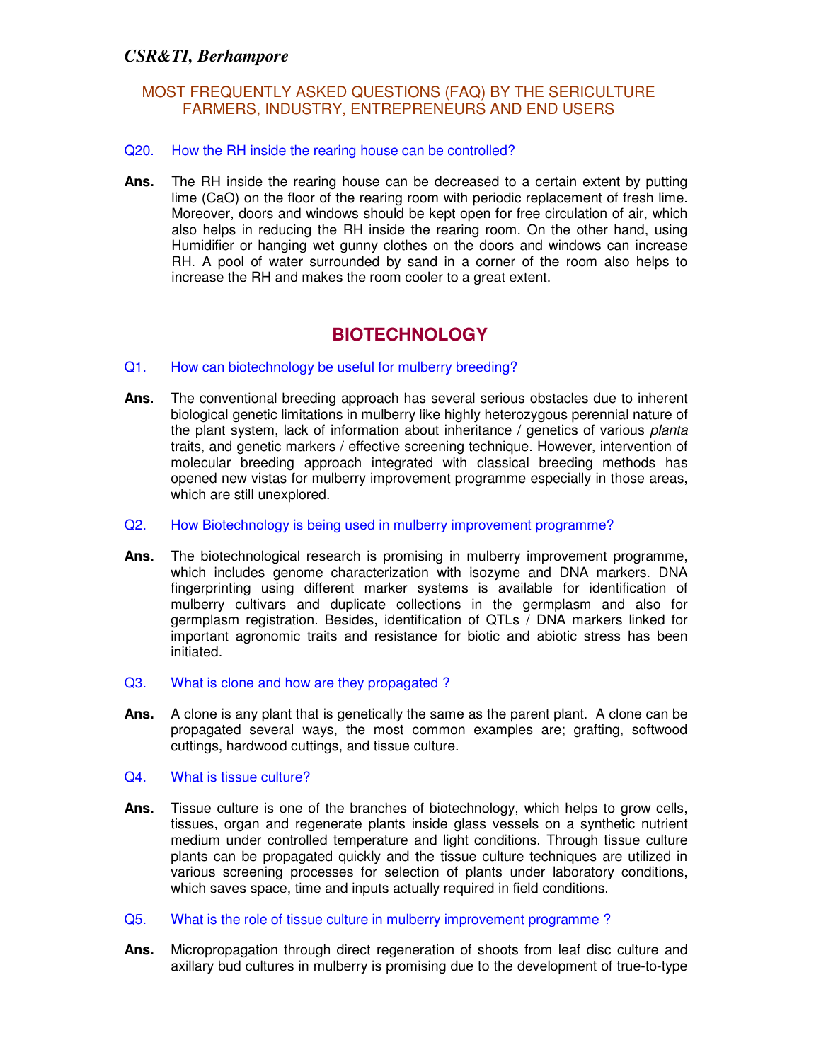## MOST FREQUENTLY ASKED QUESTIONS (FAQ) BY THE SERICULTURE FARMERS, INDUSTRY, ENTREPRENEURS AND END USERS

**Q20. How the RH inside the rearing house can be controlled?**

**Ans.** The RH inside the rearing house can be decreased to a certain extent by putting lime (CaO) on the floor of the rearing room with periodic replacement of fresh lime. Moreover, doors and windows should be kept open for free circulation of air, which also helps in reducing the RH inside the rearing room. On the other hand, using Humidifier or hanging wet gunny clothes on the doors and windows can increase RH. A pool of water surrounded by sand in a corner of the room also helps to increase the RH and makes the room cooler to a great extent.

# BIOTECHNOLOGY

**Q1. How can biotechnology be useful for mulberry breeding?**

**Ans**. The conventional breeding approach has several serious obstacles due to inherent biological genetic limitations in mulberry like highly heterozygous perennial nature of the plant system, lack of information about inheritance / genetics of various *planta* traits, and genetic markers / effective screening technique. However, intervention of molecular breeding approach integrated with classical breeding methods has opened new vistas for mulberry improvement programme especially in those areas, which are still unexplored.

**Q2. How Biotechnology is being used in mulberry improvement programme?**

**Ans.** The biotechnological research is promising in mulberry improvement programme, which includes genome characterization with isozyme and DNA markers. DNA fingerprinting using different marker systems is available for identification of mulberry cultivars and duplicate collections in the germplasm and also for germplasm registration. Besides, identification of QTLs / DNA markers linked for important agronomic traits and resistance for biotic and abiotic stress has been initiated.

**Q3. What is clone and how are they propagated ?**

**Ans.** A clone is any plant that is genetically the same as the parent plant. A clone can be propagated several ways, the most common examples are; grafting, softwood cuttings, hardwood cuttings, and tissue culture.

**Q4. What is tissue culture?**

**Ans.** Tissue culture is one of the branches of biotechnology, which helps to grow cells, tissues, organ and regenerate plants inside glass vessels on a synthetic nutrient medium under controlled temperature and light conditions. Through tissue culture plants can be propagated quickly and the tissue culture techniques are utilized in various screening processes for selection of plants under laboratory conditions, which saves space, time and inputs actually required in field conditions.

**Q5. What is the role of tissue culture in mulberry improvement programme ?**

**Ans.** Micropropagation through direct regeneration of shoots from leaf disc culture and axillary bud cultures in mulberry is promising due to the development of true-to-type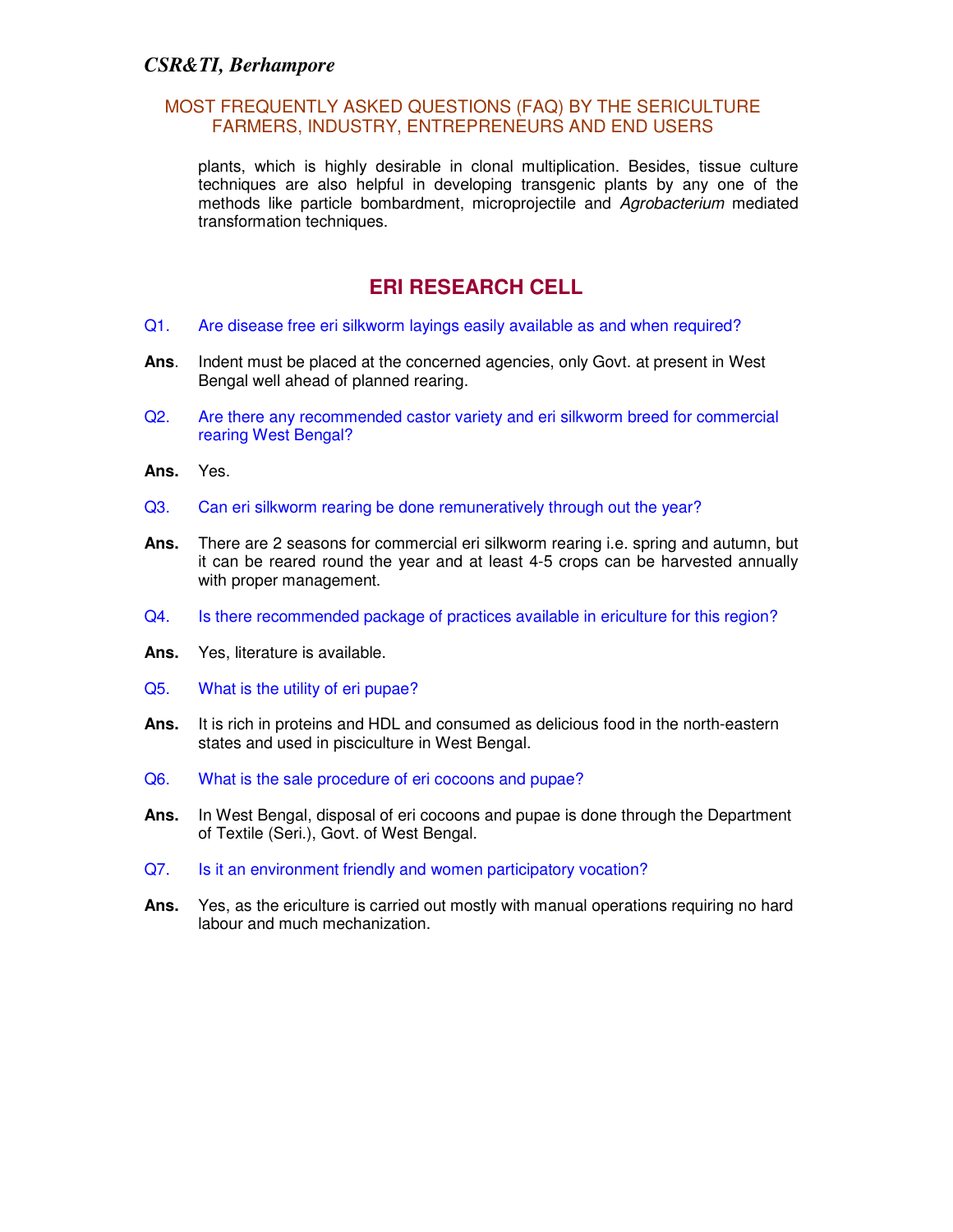plants, which is highly desirable in clonal multiplication. Besides, tissue culture techniques are also helpful in developing transgenic plants by any one of the methods like particle bombardment, microprojectile and *Agrobacterium* mediated transformation techniques.

## ERI RESEARCH CELL

Q1. Are disease free eri silkworm layings easily available as and when required?

**Ans**. Indent must be placed at the concerned agencies, only Govt. at present in West Bengal well ahead of planned rearing.

Q2. Are there any recommended castor variety and eri silkworm breed for commercial rearing West Bengal?

**Ans.** Yes.

Q3. Can eri silkworm rearing be done remuneratively through out the year?

**Ans.** There are 2 seasons for commercial eri silkworm rearing i.e. spring and autumn, but it can be reared round the year and at least 4-5 crops can be harvested annually with proper management.

Q4. Is there recommended package of practices available in ericulture for this region?

**Ans.** Yes, literature is available.

Q5. What is the utility of eri pupae?

**Ans.** It is rich in proteins and HDL and consumed as delicious food in the north-eastern states and used in pisciculture in West Bengal.

Q6. What is the sale procedure of eri cocoons and pupae?

**Ans.** In West Bengal, disposal of eri cocoons and pupae is done through the Department of Textile (Seri.), Govt. of West Bengal.

Q7. Is it an environment friendly and women participatory vocation?

**Ans.** Yes, as the ericulture is carried out mostly with manual operations requiring no hard labour and much mechanization.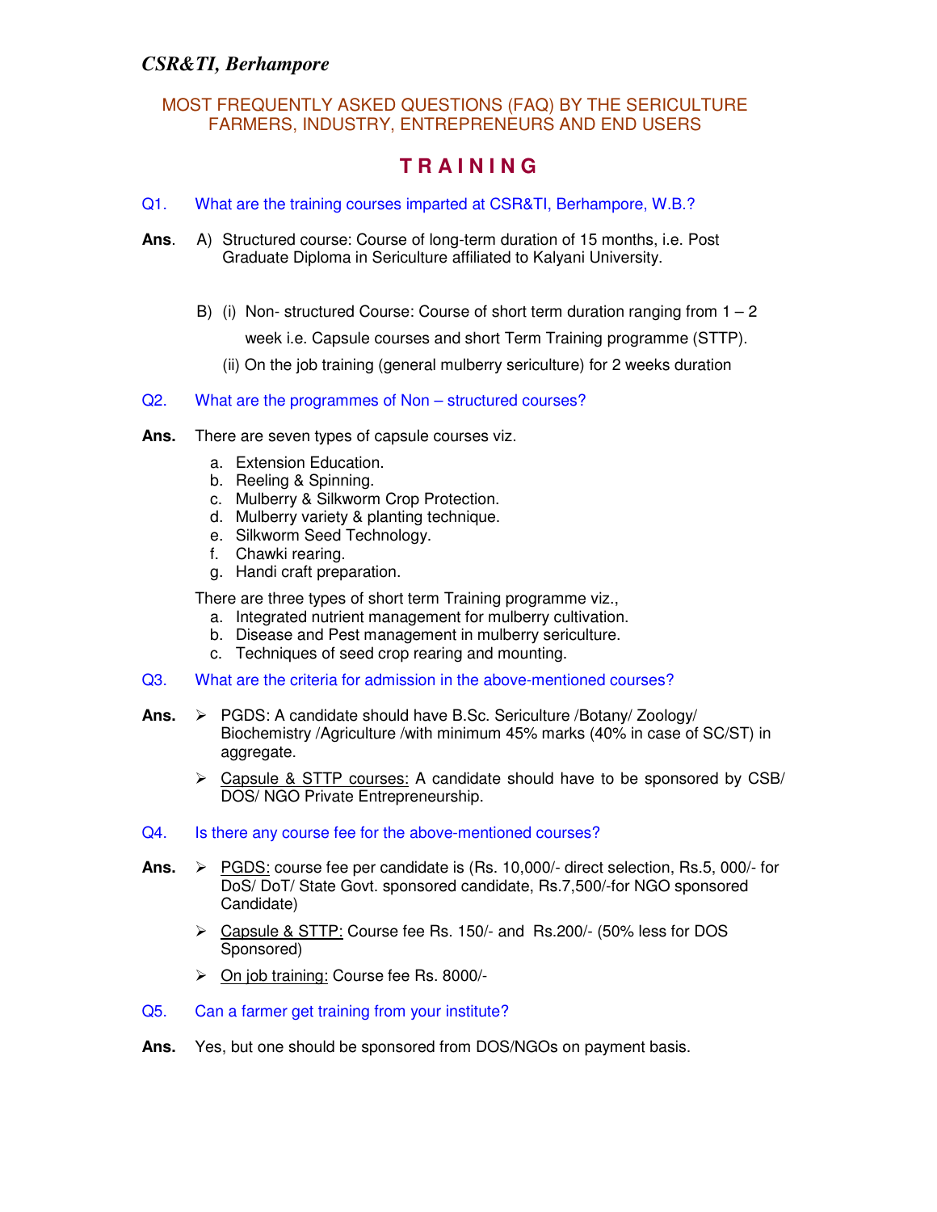*CSR&TI, Berhampore*

## MOST FREQUENTLY ASKED QUESTIONS (FAQ) BY THE SERICULTURE FARMERS, INDUSTRY, ENTREPRENEURS AND END USERS

# T R A I N I N G

**Q1. What are the training courses imparted at CSR&TI, Berhampore, W.B.?**

**Ans.** A) Structured course: Course of long-term duration of 15 months, i.e. Post Graduate Diploma in Sericulture affiliated to Kalyani University.

B) (i) Non- structured Course: Course of short term duration ranging from 1 – 2 week i.e. Capsule courses and short Term Training programme (STTP).

(ii) On the job training (general mulberry sericulture) for 2 weeks duration

**Q2. What are the programmes of Non – structured courses?**

**Ans.** There are seven types of capsule courses viz.

a. Extension Education.
b. Reeling & Spinning.
c. Mulberry & Silkworm Crop Protection.
d. Mulberry variety & planting technique.
e. Silkworm Seed Technology.
f. Chawki rearing.
g. Handi craft preparation.

There are three types of short term Training programme viz.,

a. Integrated nutrient management for mulberry cultivation.
b. Disease and Pest management in mulberry sericulture.
c. Techniques of seed crop rearing and mounting.

**Q3. What are the criteria for admission in the above-mentioned courses?**

**Ans.**

- PGDS: A candidate should have B.Sc. Sericulture /Botany/ Zoology/ Biochemistry /Agriculture /with minimum 45% marks (40% in case of SC/ST) in aggregate.
- Capsule & STTP courses: A candidate should have to be sponsored by CSB/ DOS/ NGO Private Entrepreneurship.

**Q4. Is there any course fee for the above-mentioned courses?**

**Ans.**

- PGDS: course fee per candidate is (Rs. 10,000/- direct selection, Rs.5, 000/- for DoS/ DoT/ State Govt. sponsored candidate, Rs.7,500/-for NGO sponsored Candidate)
- Capsule & STTP: Course fee Rs. 150/- and Rs.200/- (50% less for DOS Sponsored)
- On job training: Course fee Rs. 8000/-

**Q5. Can a farmer get training from your institute?**

**Ans.** Yes, but one should be sponsored from DOS/NGOs on payment basis.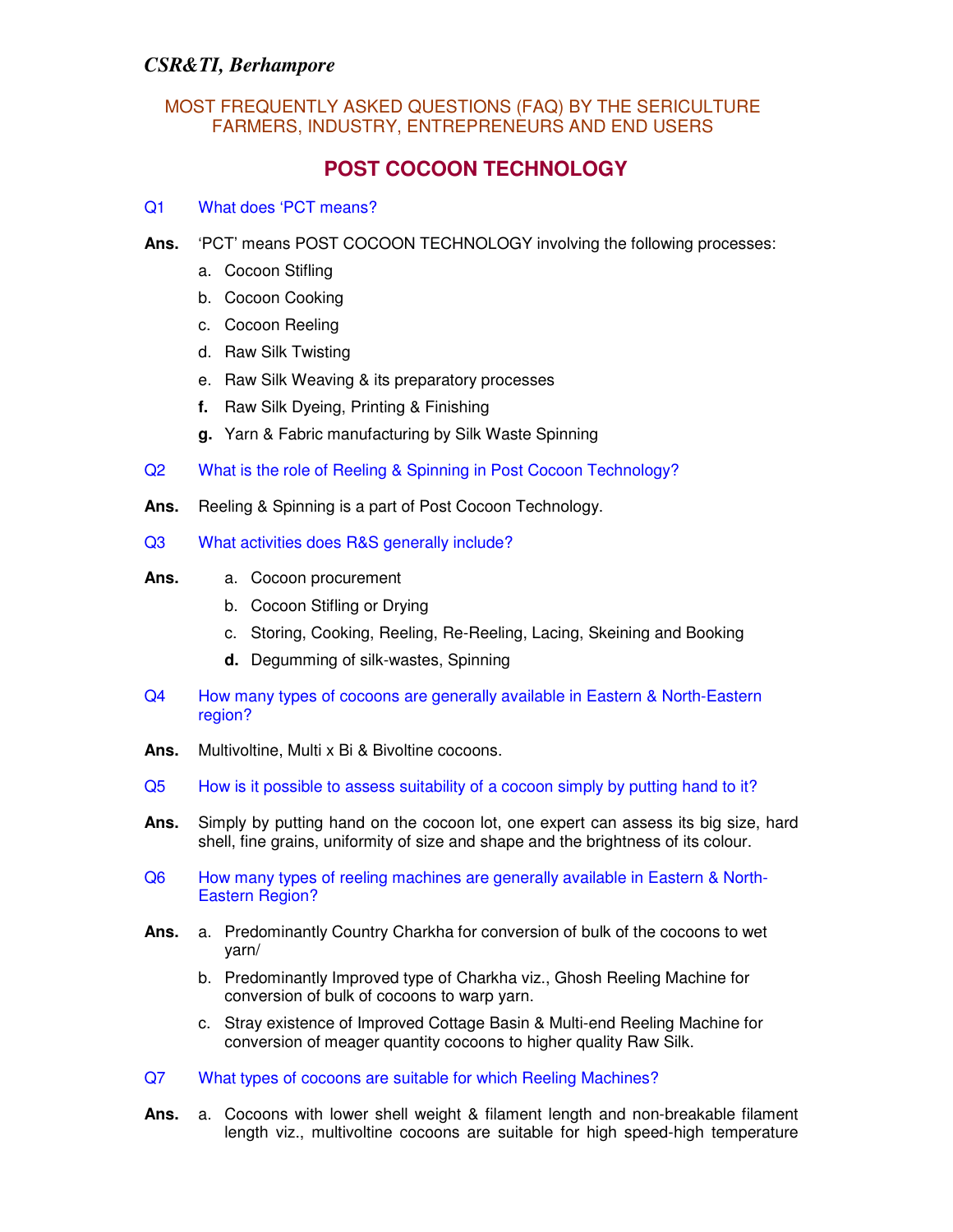*CSR&TI, Berhampore*

MOST FREQUENTLY ASKED QUESTIONS (FAQ) BY THE SERICULTURE FARMERS, INDUSTRY, ENTREPRENEURS AND END USERS

# POST COCOON TECHNOLOGY

**Q1** What does 'PCT means?

**Ans.** 'PCT' means POST COCOON TECHNOLOGY involving the following processes:

a. Cocoon Stifling
b. Cocoon Cooking
c. Cocoon Reeling
d. Raw Silk Twisting
e. Raw Silk Weaving & its preparatory processes
f. Raw Silk Dyeing, Printing & Finishing
g. Yarn & Fabric manufacturing by Silk Waste Spinning

**Q2** What is the role of Reeling & Spinning in Post Cocoon Technology?

**Ans.** Reeling & Spinning is a part of Post Cocoon Technology.

**Q3** What activities does R&S generally include?

**Ans.**

a. Cocoon procurement
b. Cocoon Stifling or Drying
c. Storing, Cooking, Reeling, Re-Reeling, Lacing, Skeining and Booking
d. Degumming of silk-wastes, Spinning

**Q4** How many types of cocoons are generally available in Eastern & North-Eastern region?

**Ans.** Multivoltine, Multi x Bi & Bivoltine cocoons.

**Q5** How is it possible to assess suitability of a cocoon simply by putting hand to it?

**Ans.** Simply by putting hand on the cocoon lot, one expert can assess its big size, hard shell, fine grains, uniformity of size and shape and the brightness of its colour.

**Q6** How many types of reeling machines are generally available in Eastern & North-Eastern Region?

**Ans.**

a. Predominantly Country Charkha for conversion of bulk of the cocoons to wet yarn/
b. Predominantly Improved type of Charkha viz., Ghosh Reeling Machine for conversion of bulk of cocoons to warp yarn.
c. Stray existence of Improved Cottage Basin & Multi-end Reeling Machine for conversion of meager quantity cocoons to higher quality Raw Silk.

**Q7** What types of cocoons are suitable for which Reeling Machines?

**Ans.**

a. Cocoons with lower shell weight & filament length and non-breakable filament length viz., multivoltine cocoons are suitable for high speed-high temperature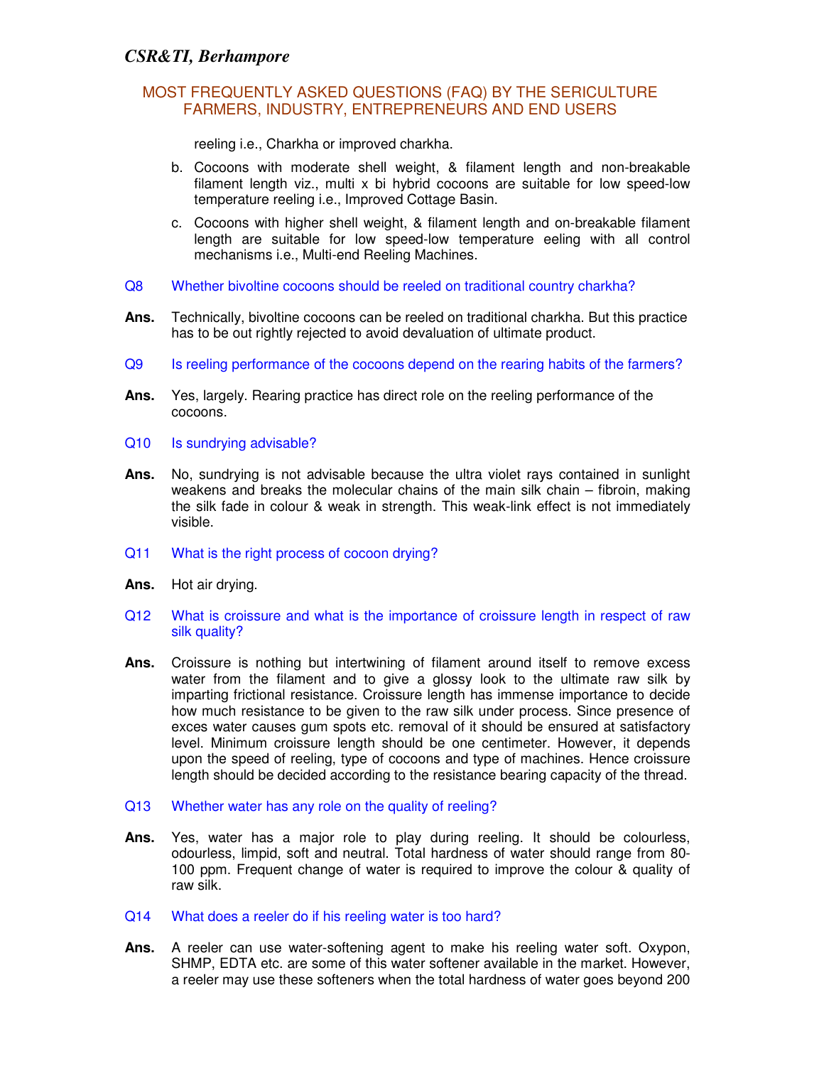reeling i.e., Charkha or improved charkha.

b. Cocoons with moderate shell weight, & filament length and non-breakable filament length viz., multi x bi hybrid cocoons are suitable for low speed-low temperature reeling i.e., Improved Cottage Basin.

c. Cocoons with higher shell weight, & filament length and on-breakable filament length are suitable for low speed-low temperature eeling with all control mechanisms i.e., Multi-end Reeling Machines.

**Q8** Whether bivoltine cocoons should be reeled on traditional country charkha?

**Ans.** Technically, bivoltine cocoons can be reeled on traditional charkha. But this practice has to be out rightly rejected to avoid devaluation of ultimate product.

**Q9** Is reeling performance of the cocoons depend on the rearing habits of the farmers?

**Ans.** Yes, largely. Rearing practice has direct role on the reeling performance of the cocoons.

**Q10** Is sundrying advisable?

**Ans.** No, sundrying is not advisable because the ultra violet rays contained in sunlight weakens and breaks the molecular chains of the main silk chain – fibroin, making the silk fade in colour & weak in strength. This weak-link effect is not immediately visible.

**Q11** What is the right process of cocoon drying?

**Ans.** Hot air drying.

**Q12** What is croissure and what is the importance of croissure length in respect of raw silk quality?

**Ans.** Croissure is nothing but intertwining of filament around itself to remove excess water from the filament and to give a glossy look to the ultimate raw silk by imparting frictional resistance. Croissure length has immense importance to decide how much resistance to be given to the raw silk under process. Since presence of exces water causes gum spots etc. removal of it should be ensured at satisfactory level. Minimum croissure length should be one centimeter. However, it depends upon the speed of reeling, type of cocoons and type of machines. Hence croissure length should be decided according to the resistance bearing capacity of the thread.

**Q13** Whether water has any role on the quality of reeling?

**Ans.** Yes, water has a major role to play during reeling. It should be colourless, odourless, limpid, soft and neutral. Total hardness of water should range from 80-100 ppm. Frequent change of water is required to improve the colour & quality of raw silk.

**Q14** What does a reeler do if his reeling water is too hard?

**Ans.** A reeler can use water-softening agent to make his reeling water soft. Oxypon, SHMP, EDTA etc. are some of this water softener available in the market. However, a reeler may use these softeners when the total hardness of water goes beyond 200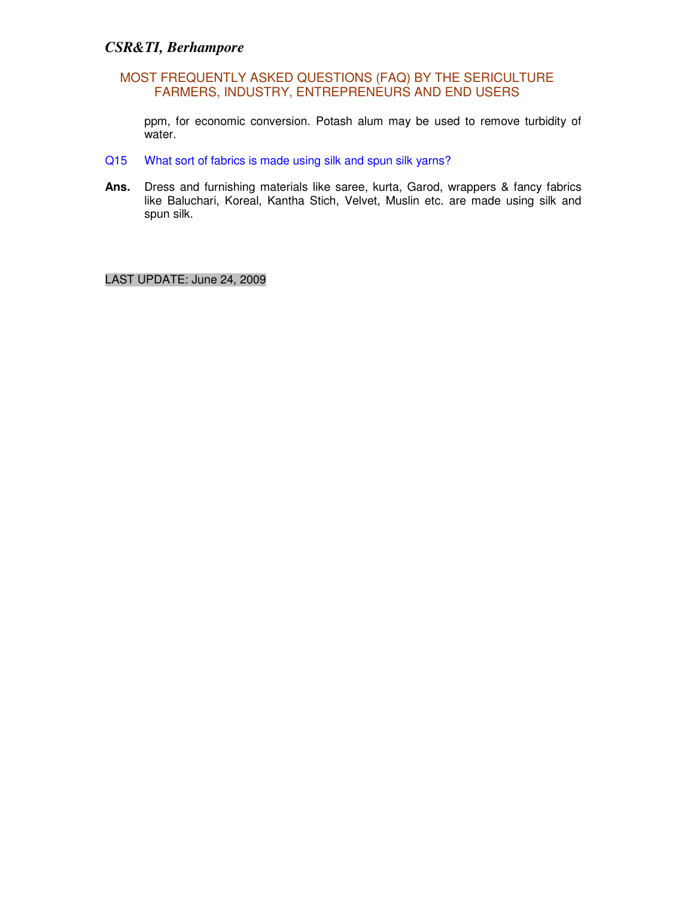ppm, for economic conversion. Potash alum may be used to remove turbidity of water.

**Q15 What sort of fabrics is made using silk and spun silk yarns?**

**Ans.** Dress and furnishing materials like saree, kurta, Garod, wrappers & fancy fabrics like Baluchari, Koreal, Kantha Stich, Velvet, Muslin etc. are made using silk and spun silk.

LAST UPDATE: June 24, 2009